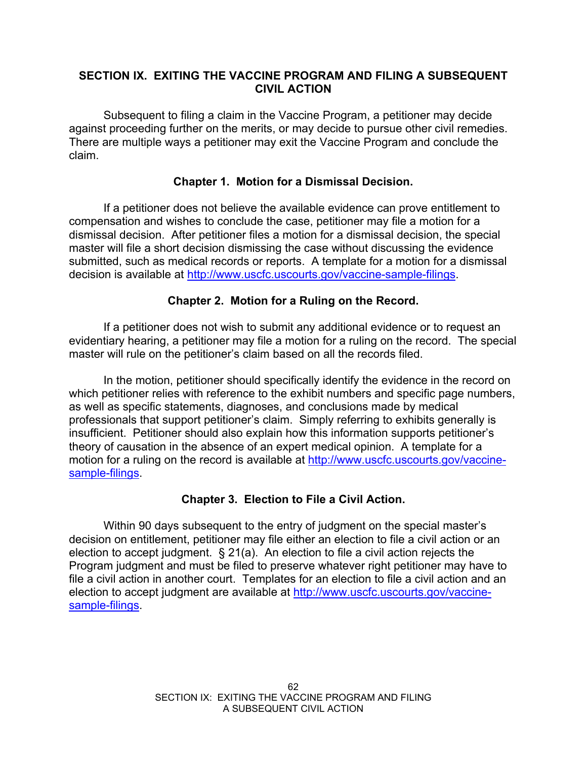## SECTION IX. EXITING THE VACCINE PROGRAM AND FILING A SUBSEQUENT CIVIL ACTION

Subsequent to filing a claim in the Vaccine Program, a petitioner may decide against proceeding further on the merits, or may decide to pursue other civil remedies. There are multiple ways a petitioner may exit the Vaccine Program and conclude the claim.

### Chapter 1. Motion for a Dismissal Decision.

If a petitioner does not believe the available evidence can prove entitlement to compensation and wishes to conclude the case, petitioner may file a motion for a dismissal decision. After petitioner files a motion for a dismissal decision, the special master will file a short decision dismissing the case without discussing the evidence submitted, such as medical records or reports. A template for a motion for a dismissal decision is available at http://www.uscfc.uscourts.gov/vaccine-sample-filings.

### Chapter 2. Motion for a Ruling on the Record.

If a petitioner does not wish to submit any additional evidence or to request an evidentiary hearing, a petitioner may file a motion for a ruling on the record. The special master will rule on the petitioner's claim based on all the records filed.

In the motion, petitioner should specifically identify the evidence in the record on which petitioner relies with reference to the exhibit numbers and specific page numbers, as well as specific statements, diagnoses, and conclusions made by medical professionals that support petitioner's claim. Simply referring to exhibits generally is insufficient. Petitioner should also explain how this information supports petitioner's theory of causation in the absence of an expert medical opinion. A template for a motion for a ruling on the record is available at http://www.uscfc.uscourts.gov/vaccine-sample-filings.

### Chapter 3. Election to File a Civil Action.

Within 90 days subsequent to the entry of judgment on the special master's decision on entitlement, petitioner may file either an election to file a civil action or an election to accept judgment. § 21(a). An election to file a civil action rejects the Program judgment and must be filed to preserve whatever right petitioner may have to file a civil action in another court. Templates for an election to file a civil action and an election to accept judgment are available at http://www.uscfc.uscourts.gov/vaccine-sample-filings.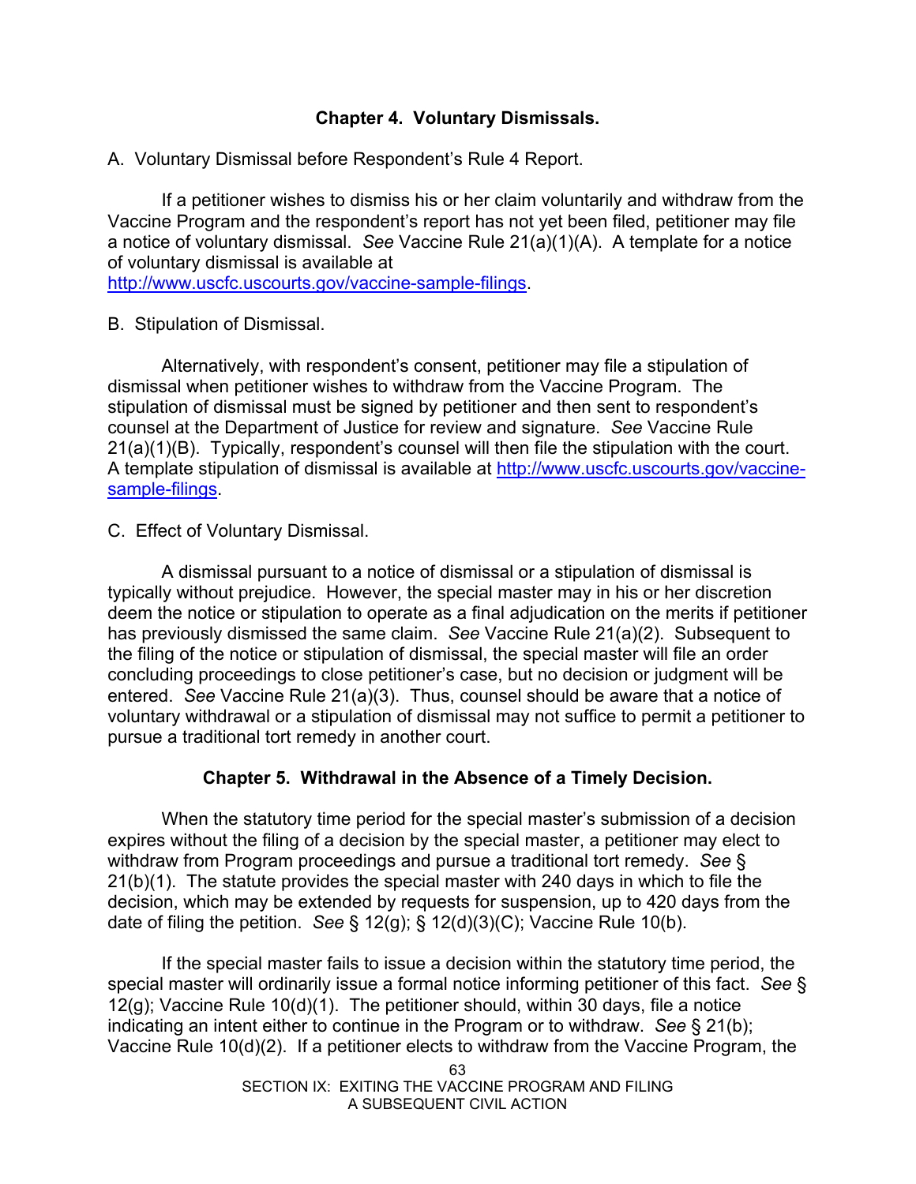## Chapter 4. Voluntary Dismissals.

A. Voluntary Dismissal before Respondent's Rule 4 Report.

If a petitioner wishes to dismiss his or her claim voluntarily and withdraw from the Vaccine Program and the respondent's report has not yet been filed, petitioner may file a notice of voluntary dismissal. *See* Vaccine Rule 21(a)(1)(A). A template for a notice of voluntary dismissal is available at http://www.uscfc.uscourts.gov/vaccine-sample-filings.

B. Stipulation of Dismissal.

Alternatively, with respondent's consent, petitioner may file a stipulation of dismissal when petitioner wishes to withdraw from the Vaccine Program. The stipulation of dismissal must be signed by petitioner and then sent to respondent's counsel at the Department of Justice for review and signature. *See* Vaccine Rule 21(a)(1)(B). Typically, respondent's counsel will then file the stipulation with the court. A template stipulation of dismissal is available at http://www.uscfc.uscourts.gov/vaccine-sample-filings.

C. Effect of Voluntary Dismissal.

A dismissal pursuant to a notice of dismissal or a stipulation of dismissal is typically without prejudice. However, the special master may in his or her discretion deem the notice or stipulation to operate as a final adjudication on the merits if petitioner has previously dismissed the same claim. *See* Vaccine Rule 21(a)(2). Subsequent to the filing of the notice or stipulation of dismissal, the special master will file an order concluding proceedings to close petitioner's case, but no decision or judgment will be entered. *See* Vaccine Rule 21(a)(3). Thus, counsel should be aware that a notice of voluntary withdrawal or a stipulation of dismissal may not suffice to permit a petitioner to pursue a traditional tort remedy in another court.

## Chapter 5. Withdrawal in the Absence of a Timely Decision.

When the statutory time period for the special master's submission of a decision expires without the filing of a decision by the special master, a petitioner may elect to withdraw from Program proceedings and pursue a traditional tort remedy. *See* § 21(b)(1). The statute provides the special master with 240 days in which to file the decision, which may be extended by requests for suspension, up to 420 days from the date of filing the petition. *See* § 12(g); § 12(d)(3)(C); Vaccine Rule 10(b).

If the special master fails to issue a decision within the statutory time period, the special master will ordinarily issue a formal notice informing petitioner of this fact. *See* § 12(g); Vaccine Rule 10(d)(1). The petitioner should, within 30 days, file a notice indicating an intent either to continue in the Program or to withdraw. *See* § 21(b); Vaccine Rule 10(d)(2). If a petitioner elects to withdraw from the Vaccine Program, the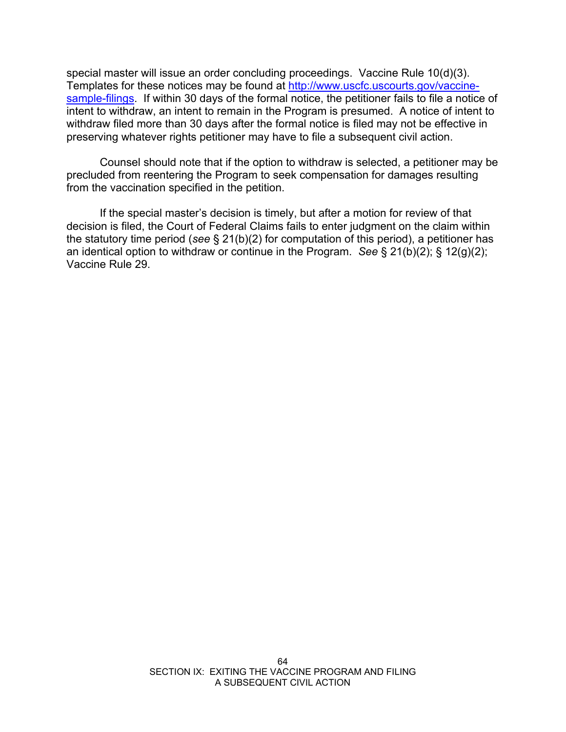special master will issue an order concluding proceedings. Vaccine Rule 10(d)(3). Templates for these notices may be found at [http://www.uscfc.uscourts.gov/vaccine-sample-filings](http://www.uscfc.uscourts.gov/vaccine-sample-filings). If within 30 days of the formal notice, the petitioner fails to file a notice of intent to withdraw, an intent to remain in the Program is presumed. A notice of intent to withdraw filed more than 30 days after the formal notice is filed may not be effective in preserving whatever rights petitioner may have to file a subsequent civil action.

Counsel should note that if the option to withdraw is selected, a petitioner may be precluded from reentering the Program to seek compensation for damages resulting from the vaccination specified in the petition.

If the special master's decision is timely, but after a motion for review of that decision is filed, the Court of Federal Claims fails to enter judgment on the claim within the statutory time period (*see* § 21(b)(2) for computation of this period), a petitioner has an identical option to withdraw or continue in the Program. *See* § 21(b)(2); § 12(g)(2); Vaccine Rule 29.